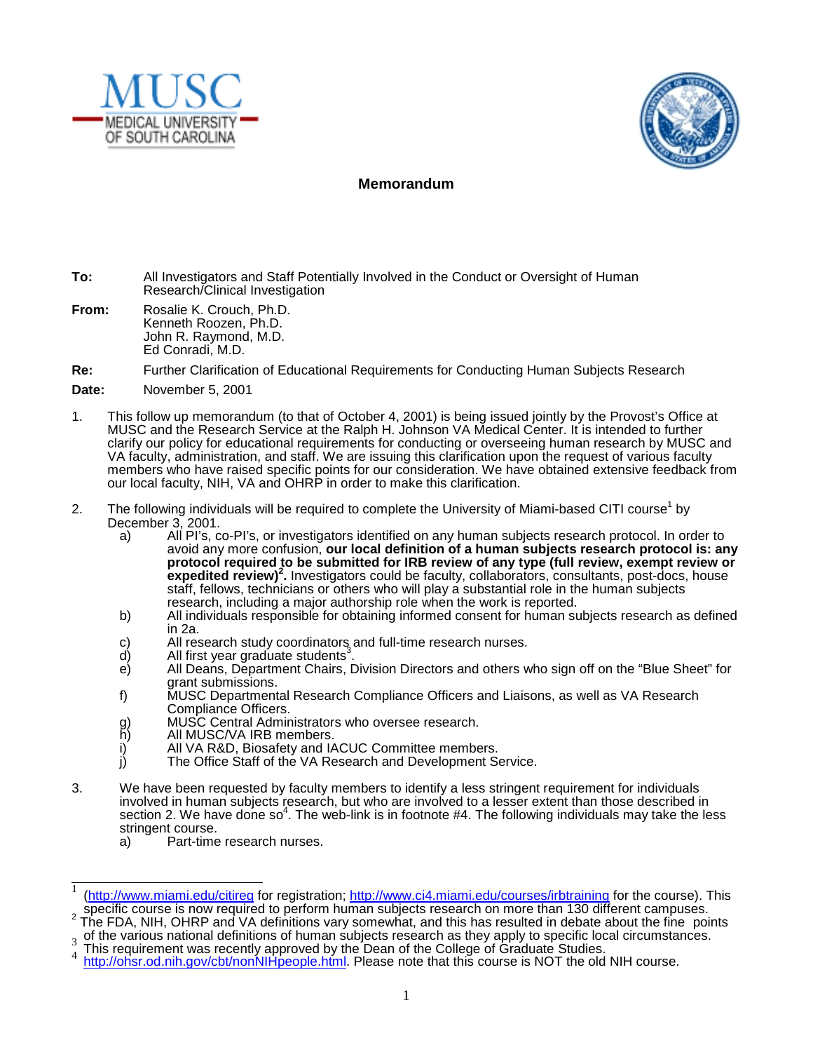MUSC MEDICAL UNIVERSITY OF SOUTH CAROLINA

## Memorandum

**To:** All Investigators and Staff Potentially Involved in the Conduct or Oversight of Human Research/Clinical Investigation

**From:** Rosalie K. Crouch, Ph.D.
Kenneth Roozen, Ph.D.
John R. Raymond, M.D.
Ed Conradi, M.D.

**Re:** Further Clarification of Educational Requirements for Conducting Human Subjects Research

**Date:** November 5, 2001

1. This follow up memorandum (to that of October 4, 2001) is being issued jointly by the Provost's Office at MUSC and the Research Service at the Ralph H. Johnson VA Medical Center. It is intended to further clarify our policy for educational requirements for conducting or overseeing human research by MUSC and VA faculty, administration, and staff. We are issuing this clarification upon the request of various faculty members who have raised specific points for our consideration. We have obtained extensive feedback from our local faculty, NIH, VA and OHRP in order to make this clarification.

2. The following individuals will be required to complete the University of Miami-based CITI course[1] by December 3, 2001.
   a) All PI's, co-PI's, or investigators identified on any human subjects research protocol. In order to avoid any more confusion, **our local definition of a human subjects research protocol is: any protocol required to be submitted for IRB review of any type (full review, exempt review or expedited review)[2].** Investigators could be faculty, collaborators, consultants, post-docs, house staff, fellows, technicians or others who will play a substantial role in the human subjects research, including a major authorship role when the work is reported.
   b) All individuals responsible for obtaining informed consent for human subjects research as defined in 2a.
   c) All research study coordinators and full-time research nurses.
   d) All first year graduate students[3].
   e) All Deans, Department Chairs, Division Directors and others who sign off on the "Blue Sheet" for grant submissions.
   f) MUSC Departmental Research Compliance Officers and Liaisons, as well as VA Research Compliance Officers.
   g) MUSC Central Administrators who oversee research.
   h) All MUSC/VA IRB members.
   i) All VA R&D, Biosafety and IACUC Committee members.
   j) The Office Staff of the VA Research and Development Service.

3. We have been requested by faculty members to identify a less stringent requirement for individuals involved in human subjects research, but who are involved to a lesser extent than those described in section 2. We have done so[4]. The web-link is in footnote #4. The following individuals may take the less stringent course.
   a) Part-time research nurses.

---

[1] (http://www.miami.edu/citireg for registration; http://www.ci4.miami.edu/courses/irbtraining for the course). This specific course is now required to perform human subjects research on more than 130 different campuses.

[2] The FDA, NIH, OHRP and VA definitions vary somewhat, and this has resulted in debate about the fine points of the various national definitions of human subjects research as they apply to specific local circumstances.

[3] This requirement was recently approved by the Dean of the College of Graduate Studies.

[4] http://ohsr.od.nih.gov/cbt/nonNIHpeople.html. Please note that this course is NOT the old NIH course.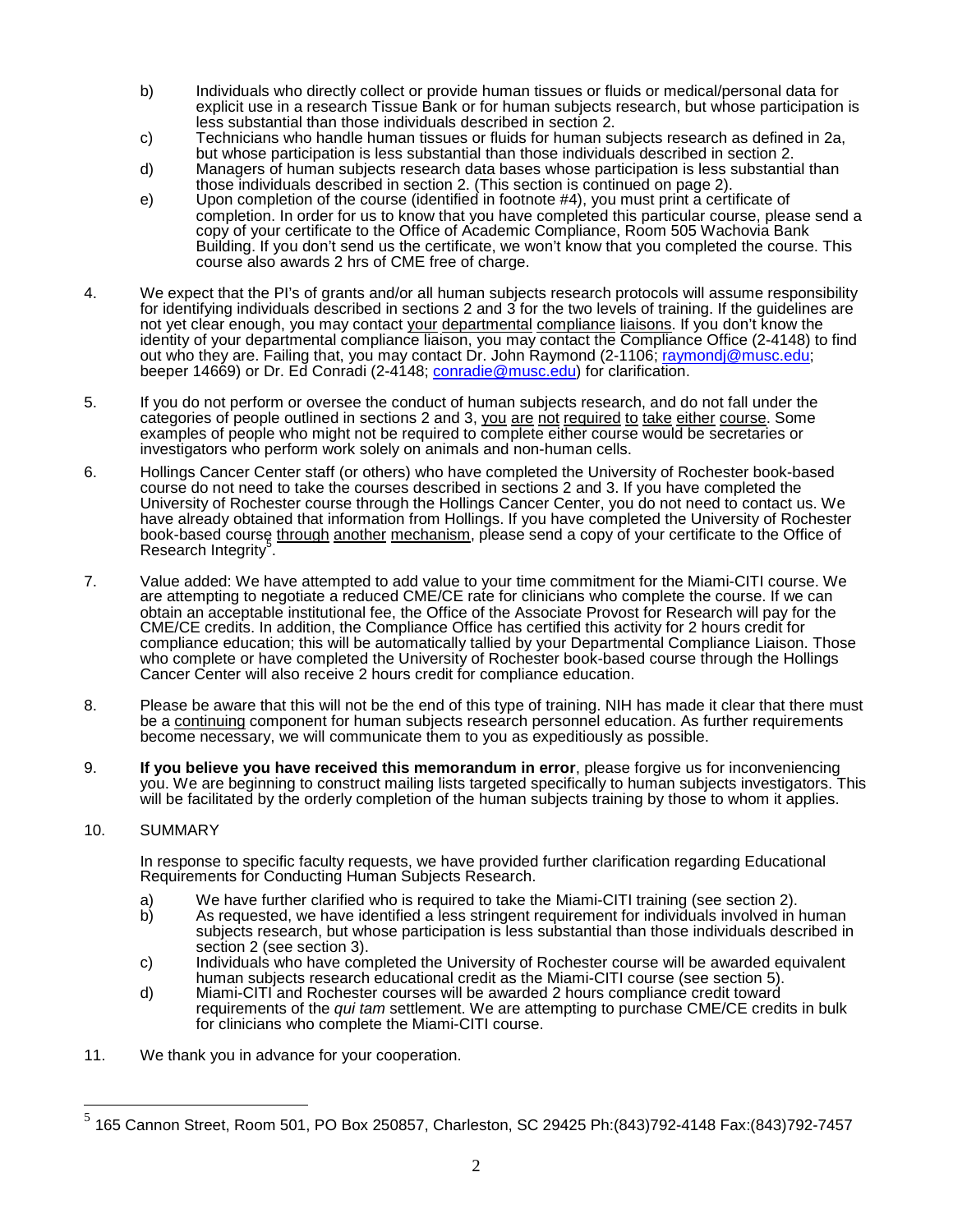b) Individuals who directly collect or provide human tissues or fluids or medical/personal data for explicit use in a research Tissue Bank or for human subjects research, but whose participation is less substantial than those individuals described in section 2.

c) Technicians who handle human tissues or fluids for human subjects research as defined in 2a, but whose participation is less substantial than those individuals described in section 2.

d) Managers of human subjects research data bases whose participation is less substantial than those individuals described in section 2. (This section is continued on page 2).

e) Upon completion of the course (identified in footnote #4), you must print a certificate of completion. In order for us to know that you have completed this particular course, please send a copy of your certificate to the Office of Academic Compliance, Room 505 Wachovia Bank Building. If you don't send us the certificate, we won't know that you completed the course. This course also awards 2 hrs of CME free of charge.

4. We expect that the PI's of grants and/or all human subjects research protocols will assume responsibility for identifying individuals described in sections 2 and 3 for the two levels of training. If the guidelines are not yet clear enough, you may contact your departmental compliance liaisons. If you don't know the identity of your departmental compliance liaison, you may contact the Compliance Office (2-4148) to find out who they are. Failing that, you may contact Dr. John Raymond (2-1106; raymondj@musc.edu; beeper 14669) or Dr. Ed Conradi (2-4148; conradie@musc.edu) for clarification.

5. If you do not perform or oversee the conduct of human subjects research, and do not fall under the categories of people outlined in sections 2 and 3, you are not required to take either course. Some examples of people who might not be required to complete either course would be secretaries or investigators who perform work solely on animals and non-human cells.

6. Hollings Cancer Center staff (or others) who have completed the University of Rochester book-based course do not need to take the courses described in sections 2 and 3. If you have completed the University of Rochester course through the Hollings Cancer Center, you do not need to contact us. We have already obtained that information from Hollings. If you have completed the University of Rochester book-based course through another mechanism, please send a copy of your certificate to the Office of Research Integrity[5].

7. Value added: We have attempted to add value to your time commitment for the Miami-CITI course. We are attempting to negotiate a reduced CME/CE rate for clinicians who complete the course. If we can obtain an acceptable institutional fee, the Office of the Associate Provost for Research will pay for the CME/CE credits. In addition, the Compliance Office has certified this activity for 2 hours credit for compliance education; this will be automatically tallied by your Departmental Compliance Liaison. Those who complete or have completed the University of Rochester book-based course through the Hollings Cancer Center will also receive 2 hours credit for compliance education.

8. Please be aware that this will not be the end of this type of training. NIH has made it clear that there must be a continuing component for human subjects research personnel education. As further requirements become necessary, we will communicate them to you as expeditiously as possible.

9. **If you believe you have received this memorandum in error**, please forgive us for inconveniencing you. We are beginning to construct mailing lists targeted specifically to human subjects investigators. This will be facilitated by the orderly completion of the human subjects training by those to whom it applies.

10. SUMMARY

In response to specific faculty requests, we have provided further clarification regarding Educational Requirements for Conducting Human Subjects Research.

a) We have further clarified who is required to take the Miami-CITI training (see section 2).

b) As requested, we have identified a less stringent requirement for individuals involved in human subjects research, but whose participation is less substantial than those individuals described in section 2 (see section 3).

c) Individuals who have completed the University of Rochester course will be awarded equivalent human subjects research educational credit as the Miami-CITI course (see section 5).

d) Miami-CITI and Rochester courses will be awarded 2 hours compliance credit toward requirements of the *qui tam* settlement. We are attempting to purchase CME/CE credits in bulk for clinicians who complete the Miami-CITI course.

11. We thank you in advance for your cooperation.

---

[5] 165 Cannon Street, Room 501, PO Box 250857, Charleston, SC 29425 Ph:(843)792-4148 Fax:(843)792-7457